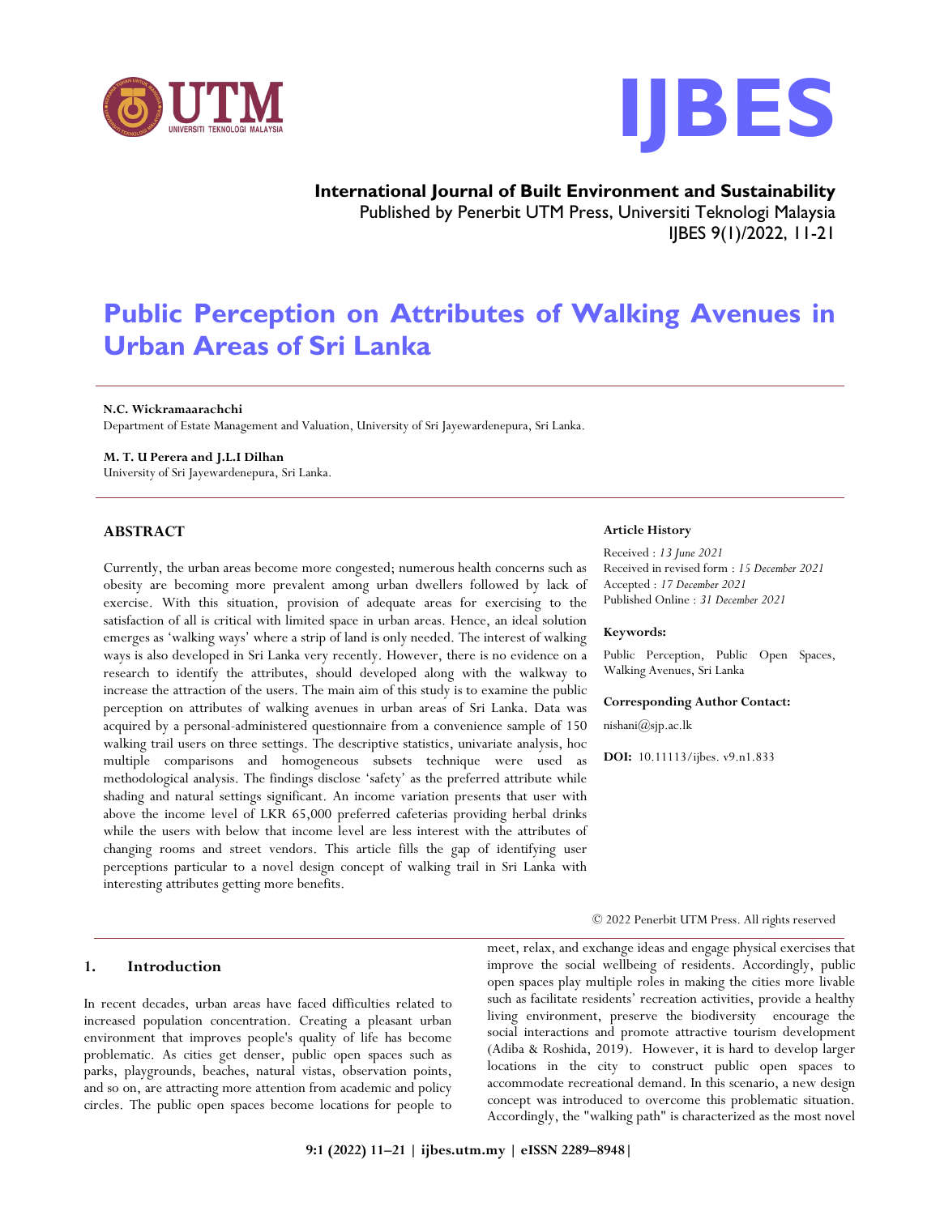# Public Perception on Attributes of Walking Avenues in Urban Areas of Sri Lanka

**N.C. Wickramaarachchi**
Department of Estate Management and Valuation, University of Sri Jayewardenepura, Sri Lanka.

**M. T. U Perera and J.L.I Dilhan**
University of Sri Jayewardenepura, Sri Lanka.

## ABSTRACT

Currently, the urban areas become more congested; numerous health concerns such as obesity are becoming more prevalent among urban dwellers followed by lack of exercise. With this situation, provision of adequate areas for exercising to the satisfaction of all is critical with limited space in urban areas. Hence, an ideal solution emerges as 'walking ways' where a strip of land is only needed. The interest of walking ways is also developed in Sri Lanka very recently. However, there is no evidence on a research to identify the attributes, should developed along with the walkway to increase the attraction of the users. The main aim of this study is to examine the public perception on attributes of walking avenues in urban areas of Sri Lanka. Data was acquired by a personal-administered questionnaire from a convenience sample of 150 walking trail users on three settings. The descriptive statistics, univariate analysis, hoc multiple comparisons and homogeneous subsets technique were used as methodological analysis. The findings disclose 'safety' as the preferred attribute while shading and natural settings significant. An income variation presents that user with above the income level of LKR 65,000 preferred cafeterias providing herbal drinks while the users with below that income level are less interest with the attributes of changing rooms and street vendors. This article fills the gap of identifying user perceptions particular to a novel design concept of walking trail in Sri Lanka with interesting attributes getting more benefits.

**Article History**

Received : *13 June 2021*
Received in revised form : *15 December 2021*
Accepted : *17 December 2021*
Published Online : *31 December 2021*

**Keywords:**

Public Perception, Public Open Spaces, Walking Avenues, Sri Lanka

**Corresponding Author Contact:**

nishani@sjp.ac.lk

**DOI:** 10.11113/ijbes. v9.n1.833

© 2022 Penerbit UTM Press. All rights reserved

## 1. Introduction

In recent decades, urban areas have faced difficulties related to increased population concentration. Creating a pleasant urban environment that improves people's quality of life has become problematic. As cities get denser, public open spaces such as parks, playgrounds, beaches, natural vistas, observation points, and so on, are attracting more attention from academic and policy circles. The public open spaces become locations for people to meet, relax, and exchange ideas and engage physical exercises that improve the social wellbeing of residents. Accordingly, public open spaces play multiple roles in making the cities more livable such as facilitate residents' recreation activities, provide a healthy living environment, preserve the biodiversity encourage the social interactions and promote attractive tourism development (Adiba & Roshida, 2019). However, it is hard to develop larger locations in the city to construct public open spaces to accommodate recreational demand. In this scenario, a new design concept was introduced to overcome this problematic situation. Accordingly, the "walking path" is characterized as the most novel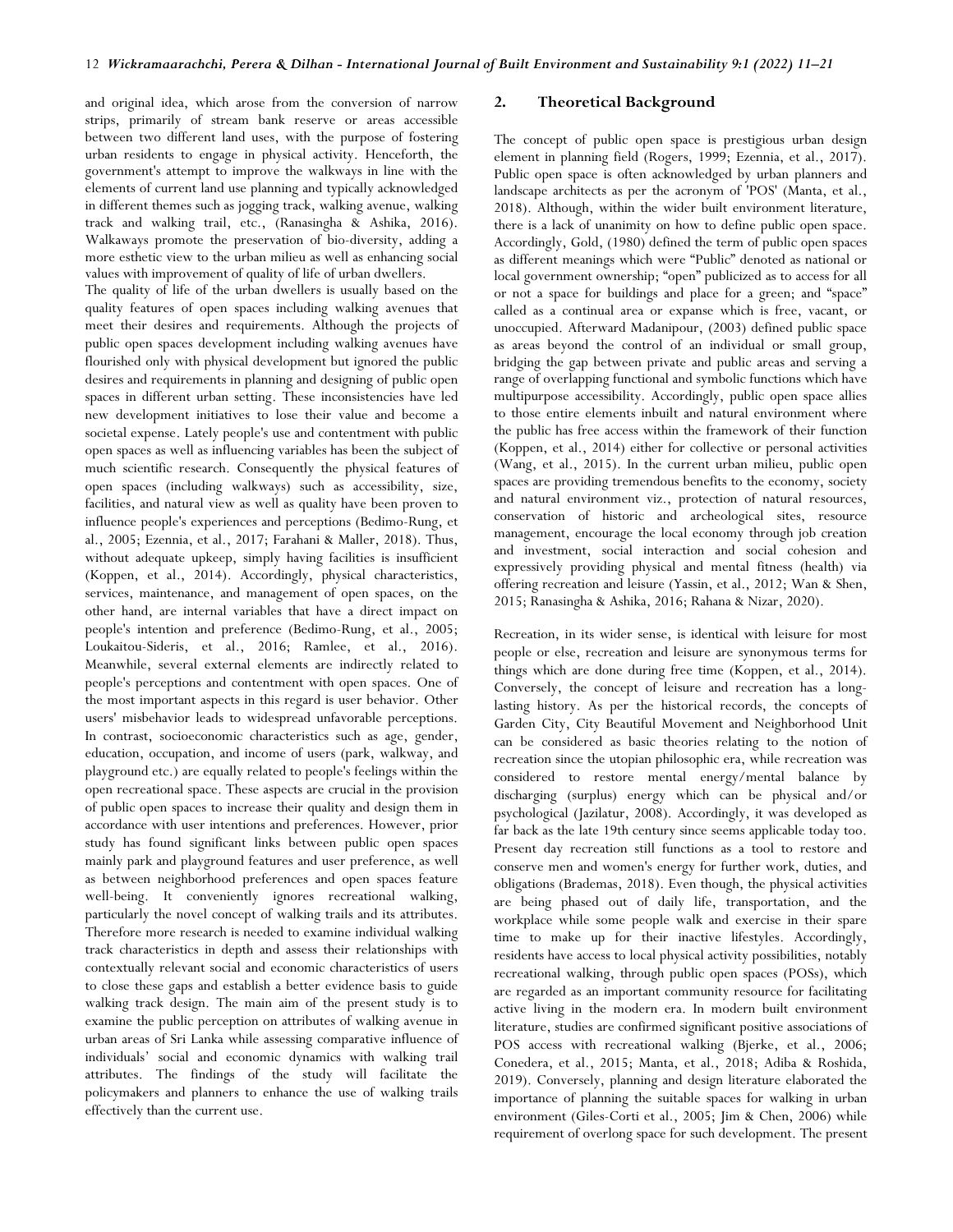and original idea, which arose from the conversion of narrow strips, primarily of stream bank reserve or areas accessible between two different land uses, with the purpose of fostering urban residents to engage in physical activity. Henceforth, the government's attempt to improve the walkways in line with the elements of current land use planning and typically acknowledged in different themes such as jogging track, walking avenue, walking track and walking trail, etc., (Ranasingha & Ashika, 2016). Walkaways promote the preservation of bio-diversity, adding a more esthetic view to the urban milieu as well as enhancing social values with improvement of quality of life of urban dwellers.

The quality of life of the urban dwellers is usually based on the quality features of open spaces including walking avenues that meet their desires and requirements. Although the projects of public open spaces development including walking avenues have flourished only with physical development but ignored the public desires and requirements in planning and designing of public open spaces in different urban setting. These inconsistencies have led new development initiatives to lose their value and become a societal expense. Lately people's use and contentment with public open spaces as well as influencing variables has been the subject of much scientific research. Consequently the physical features of open spaces (including walkways) such as accessibility, size, facilities, and natural view as well as quality have been proven to influence people's experiences and perceptions (Bedimo-Rung, et al., 2005; Ezennia, et al., 2017; Farahani & Maller, 2018). Thus, without adequate upkeep, simply having facilities is insufficient (Koppen, et al., 2014). Accordingly, physical characteristics, services, maintenance, and management of open spaces, on the other hand, are internal variables that have a direct impact on people's intention and preference (Bedimo-Rung, et al., 2005; Loukaitou-Sideris, et al., 2016; Ramlee, et al., 2016). Meanwhile, several external elements are indirectly related to people's perceptions and contentment with open spaces. One of the most important aspects in this regard is user behavior. Other users' misbehavior leads to widespread unfavorable perceptions. In contrast, socioeconomic characteristics such as age, gender, education, occupation, and income of users (park, walkway, and playground etc.) are equally related to people's feelings within the open recreational space. These aspects are crucial in the provision of public open spaces to increase their quality and design them in accordance with user intentions and preferences. However, prior study has found significant links between public open spaces mainly park and playground features and user preference, as well as between neighborhood preferences and open spaces feature well-being. It conveniently ignores recreational walking, particularly the novel concept of walking trails and its attributes. Therefore more research is needed to examine individual walking track characteristics in depth and assess their relationships with contextually relevant social and economic characteristics of users to close these gaps and establish a better evidence basis to guide walking track design. The main aim of the present study is to examine the public perception on attributes of walking avenue in urban areas of Sri Lanka while assessing comparative influence of individuals' social and economic dynamics with walking trail attributes. The findings of the study will facilitate the policymakers and planners to enhance the use of walking trails effectively than the current use.

## 2. Theoretical Background

The concept of public open space is prestigious urban design element in planning field (Rogers, 1999; Ezennia, et al., 2017). Public open space is often acknowledged by urban planners and landscape architects as per the acronym of 'POS' (Manta, et al., 2018). Although, within the wider built environment literature, there is a lack of unanimity on how to define public open space. Accordingly, Gold, (1980) defined the term of public open spaces as different meanings which were "Public" denoted as national or local government ownership; "open" publicized as to access for all or not a space for buildings and place for a green; and "space" called as a continual area or expanse which is free, vacant, or unoccupied. Afterward Madanipour, (2003) defined public space as areas beyond the control of an individual or small group, bridging the gap between private and public areas and serving a range of overlapping functional and symbolic functions which have multipurpose accessibility. Accordingly, public open space allies to those entire elements inbuilt and natural environment where the public has free access within the framework of their function (Koppen, et al., 2014) either for collective or personal activities (Wang, et al., 2015). In the current urban milieu, public open spaces are providing tremendous benefits to the economy, society and natural environment viz., protection of natural resources, conservation of historic and archeological sites, resource management, encourage the local economy through job creation and investment, social interaction and social cohesion and expressively providing physical and mental fitness (health) via offering recreation and leisure (Yassin, et al., 2012; Wan & Shen, 2015; Ranasingha & Ashika, 2016; Rahana & Nizar, 2020).

Recreation, in its wider sense, is identical with leisure for most people or else, recreation and leisure are synonymous terms for things which are done during free time (Koppen, et al., 2014). Conversely, the concept of leisure and recreation has a long-lasting history. As per the historical records, the concepts of Garden City, City Beautiful Movement and Neighborhood Unit can be considered as basic theories relating to the notion of recreation since the utopian philosophic era, while recreation was considered to restore mental energy/mental balance by discharging (surplus) energy which can be physical and/or psychological (Jazilatur, 2008). Accordingly, it was developed as far back as the late 19th century since seems applicable today too. Present day recreation still functions as a tool to restore and conserve men and women's energy for further work, duties, and obligations (Brademas, 2018). Even though, the physical activities are being phased out of daily life, transportation, and the workplace while some people walk and exercise in their spare time to make up for their inactive lifestyles. Accordingly, residents have access to local physical activity possibilities, notably recreational walking, through public open spaces (POSs), which are regarded as an important community resource for facilitating active living in the modern era. In modern built environment literature, studies are confirmed significant positive associations of POS access with recreational walking (Bjerke, et al., 2006; Conedera, et al., 2015; Manta, et al., 2018; Adiba & Roshida, 2019). Conversely, planning and design literature elaborated the importance of planning the suitable spaces for walking in urban environment (Giles-Corti et al., 2005; Jim & Chen, 2006) while requirement of overlong space for such development. The present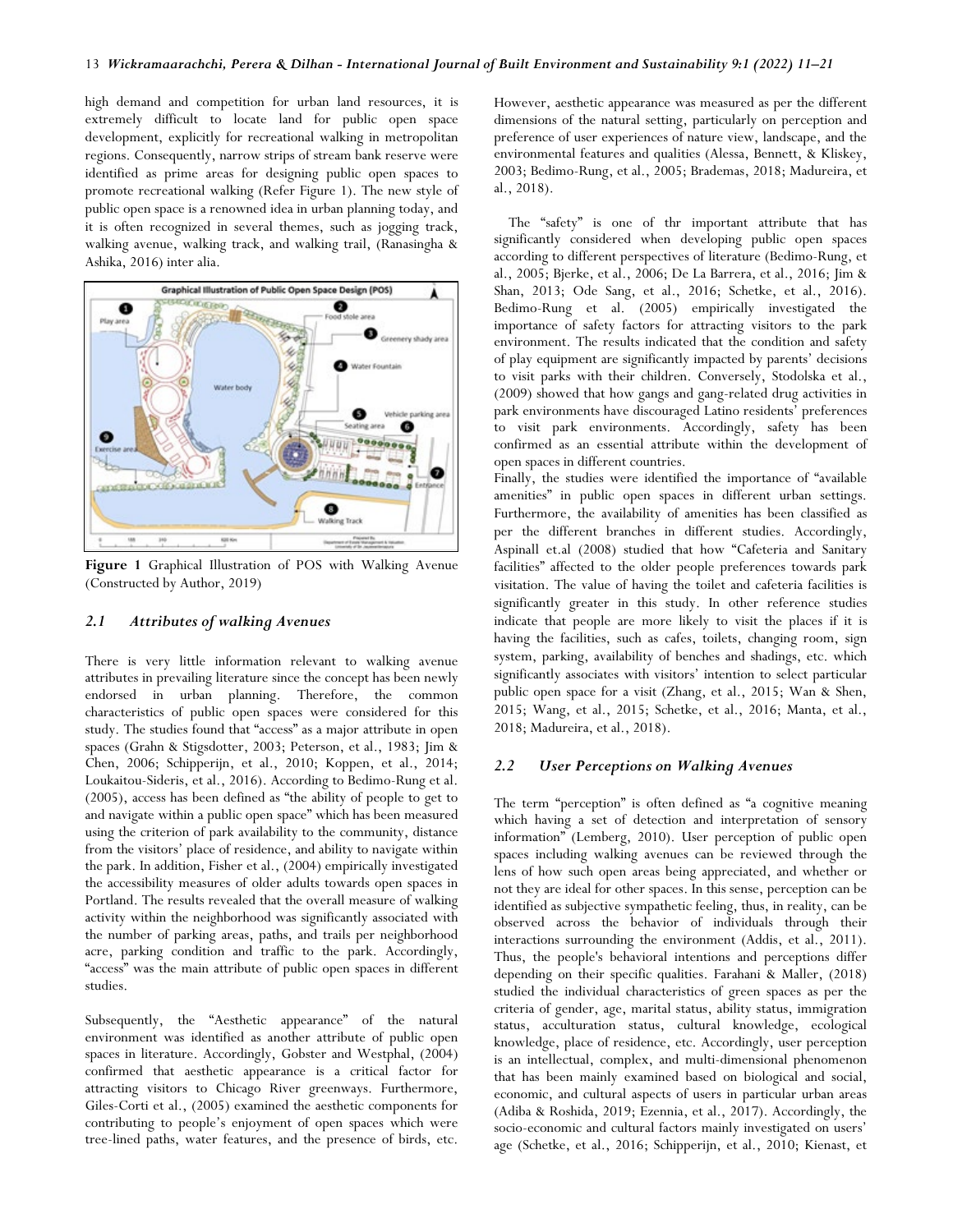high demand and competition for urban land resources, it is extremely difficult to locate land for public open space development, explicitly for recreational walking in metropolitan regions. Consequently, narrow strips of stream bank reserve were identified as prime areas for designing public open spaces to promote recreational walking (Refer Figure 1). The new style of public open space is a renowned idea in urban planning today, and it is often recognized in several themes, such as jogging track, walking avenue, walking track, and walking trail, (Ranasingha & Ashika, 2016) inter alia.

**Figure 1** Graphical Illustration of POS with Walking Avenue (Constructed by Author, 2019)

### 2.1 Attributes of walking Avenues

There is very little information relevant to walking avenue attributes in prevailing literature since the concept has been newly endorsed in urban planning. Therefore, the common characteristics of public open spaces were considered for this study. The studies found that "access" as a major attribute in open spaces (Grahn & Stigsdotter, 2003; Peterson, et al., 1983; Jim & Chen, 2006; Schipperijn, et al., 2010; Koppen, et al., 2014; Loukaitou-Sideris, et al., 2016). According to Bedimo-Rung et al. (2005), access has been defined as "the ability of people to get to and navigate within a public open space" which has been measured using the criterion of park availability to the community, distance from the visitors' place of residence, and ability to navigate within the park. In addition, Fisher et al., (2004) empirically investigated the accessibility measures of older adults towards open spaces in Portland. The results revealed that the overall measure of walking activity within the neighborhood was significantly associated with the number of parking areas, paths, and trails per neighborhood acre, parking condition and traffic to the park. Accordingly, "access" was the main attribute of public open spaces in different studies.

Subsequently, the "Aesthetic appearance" of the natural environment was identified as another attribute of public open spaces in literature. Accordingly, Gobster and Westphal, (2004) confirmed that aesthetic appearance is a critical factor for attracting visitors to Chicago River greenways. Furthermore, Giles-Corti et al., (2005) examined the aesthetic components for contributing to people's enjoyment of open spaces which were tree-lined paths, water features, and the presence of birds, etc. However, aesthetic appearance was measured as per the different dimensions of the natural setting, particularly on perception and preference of user experiences of nature view, landscape, and the environmental features and qualities (Alessa, Bennett, & Kliskey, 2003; Bedimo-Rung, et al., 2005; Brademas, 2018; Madureira, et al., 2018).

The "safety" is one of thr important attribute that has significantly considered when developing public open spaces according to different perspectives of literature (Bedimo-Rung, et al., 2005; Bjerke, et al., 2006; De La Barrera, et al., 2016; Jim & Shan, 2013; Ode Sang, et al., 2016; Schetke, et al., 2016). Bedimo-Rung et al. (2005) empirically investigated the importance of safety factors for attracting visitors to the park environment. The results indicated that the condition and safety of play equipment are significantly impacted by parents' decisions to visit parks with their children. Conversely, Stodolska et al., (2009) showed that how gangs and gang-related drug activities in park environments have discouraged Latino residents' preferences to visit park environments. Accordingly, safety has been confirmed as an essential attribute within the development of open spaces in different countries.

Finally, the studies were identified the importance of "available amenities" in public open spaces in different urban settings. Furthermore, the availability of amenities has been classified as per the different branches in different studies. Accordingly, Aspinall et.al (2008) studied that how "Cafeteria and Sanitary facilities" affected to the older people preferences towards park visitation. The value of having the toilet and cafeteria facilities is significantly greater in this study. In other reference studies indicate that people are more likely to visit the places if it is having the facilities, such as cafes, toilets, changing room, sign system, parking, availability of benches and shadings, etc. which significantly associates with visitors' intention to select particular public open space for a visit (Zhang, et al., 2015; Wan & Shen, 2015; Wang, et al., 2015; Schetke, et al., 2016; Manta, et al., 2018; Madureira, et al., 2018).

### 2.2 User Perceptions on Walking Avenues

The term "perception" is often defined as "a cognitive meaning which having a set of detection and interpretation of sensory information" (Lemberg, 2010). User perception of public open spaces including walking avenues can be reviewed through the lens of how such open areas being appreciated, and whether or not they are ideal for other spaces. In this sense, perception can be identified as subjective sympathetic feeling, thus, in reality, can be observed across the behavior of individuals through their interactions surrounding the environment (Addis, et al., 2011). Thus, the people's behavioral intentions and perceptions differ depending on their specific qualities. Farahani & Maller, (2018) studied the individual characteristics of green spaces as per the criteria of gender, age, marital status, ability status, immigration status, acculturation status, cultural knowledge, ecological knowledge, place of residence, etc. Accordingly, user perception is an intellectual, complex, and multi-dimensional phenomenon that has been mainly examined based on biological and social, economic, and cultural aspects of users in particular urban areas (Adiba & Roshida, 2019; Ezennia, et al., 2017). Accordingly, the socio-economic and cultural factors mainly investigated on users' age (Schetke, et al., 2016; Schipperijn, et al., 2010; Kienast, et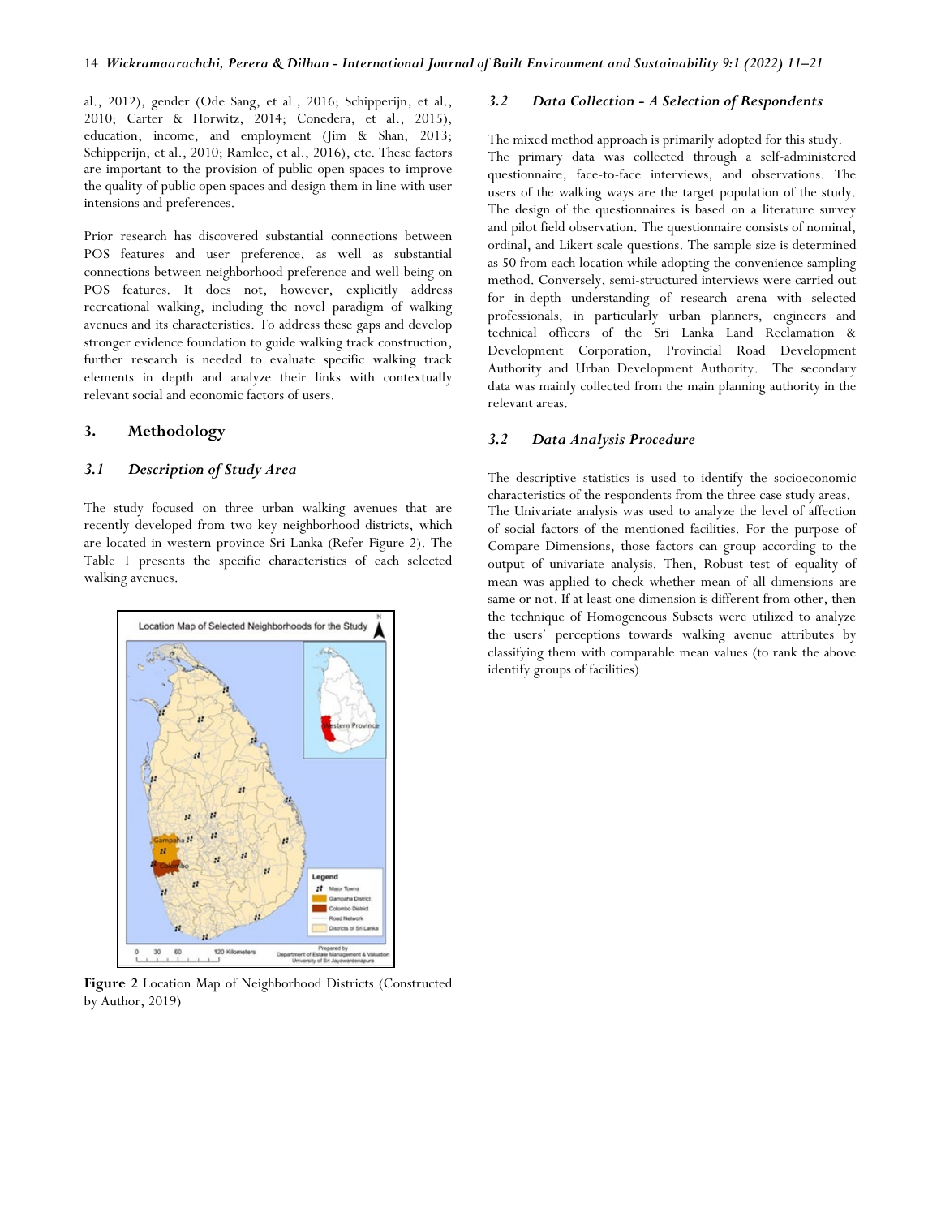al., 2012), gender (Ode Sang, et al., 2016; Schipperijn, et al., 2010; Carter & Horwitz, 2014; Conedera, et al., 2015), education, income, and employment (Jim & Shan, 2013; Schipperijn, et al., 2010; Ramlee, et al., 2016), etc. These factors are important to the provision of public open spaces to improve the quality of public open spaces and design them in line with user intensions and preferences.

Prior research has discovered substantial connections between POS features and user preference, as well as substantial connections between neighborhood preference and well-being on POS features. It does not, however, explicitly address recreational walking, including the novel paradigm of walking avenues and its characteristics. To address these gaps and develop stronger evidence foundation to guide walking track construction, further research is needed to evaluate specific walking track elements in depth and analyze their links with contextually relevant social and economic factors of users.

## 3. Methodology

### *3.1 Description of Study Area*

The study focused on three urban walking avenues that are recently developed from two key neighborhood districts, which are located in western province Sri Lanka (Refer Figure 2). The Table 1 presents the specific characteristics of each selected walking avenues.

**Figure 2** Location Map of Neighborhood Districts (Constructed by Author, 2019)

### *3.2 Data Collection - A Selection of Respondents*

The mixed method approach is primarily adopted for this study. The primary data was collected through a self-administered questionnaire, face-to-face interviews, and observations. The users of the walking ways are the target population of the study. The design of the questionnaires is based on a literature survey and pilot field observation. The questionnaire consists of nominal, ordinal, and Likert scale questions. The sample size is determined as 50 from each location while adopting the convenience sampling method. Conversely, semi-structured interviews were carried out for in-depth understanding of research arena with selected professionals, in particularly urban planners, engineers and technical officers of the Sri Lanka Land Reclamation & Development Corporation, Provincial Road Development Authority and Urban Development Authority. The secondary data was mainly collected from the main planning authority in the relevant areas.

### *3.2 Data Analysis Procedure*

The descriptive statistics is used to identify the socioeconomic characteristics of the respondents from the three case study areas. The Univariate analysis was used to analyze the level of affection of social factors of the mentioned facilities. For the purpose of Compare Dimensions, those factors can group according to the output of univariate analysis. Then, Robust test of equality of mean was applied to check whether mean of all dimensions are same or not. If at least one dimension is different from other, then the technique of Homogeneous Subsets were utilized to analyze the users' perceptions towards walking avenue attributes by classifying them with comparable mean values (to rank the above identify groups of facilities)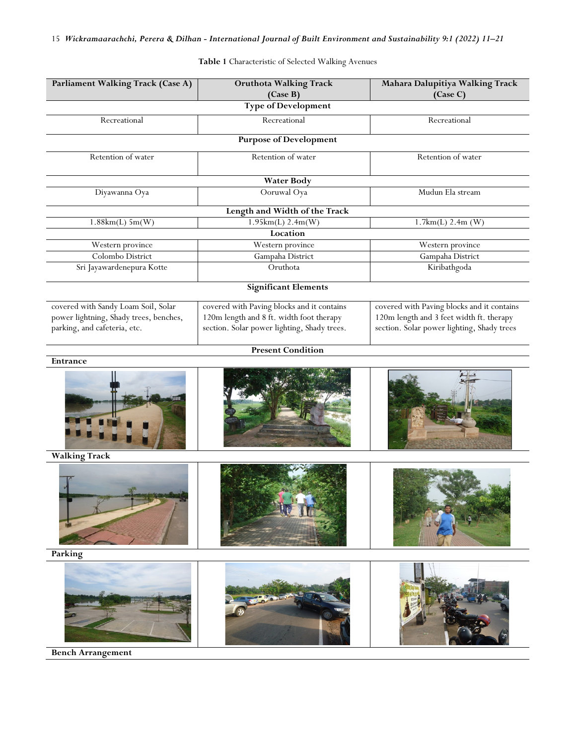**Table 1** Characteristic of Selected Walking Avenues

| Parliament Walking Track (Case A) | Oruthota Walking Track (Case B) | Mahara Dalupitiya Walking Track (Case C) |
|---|---|---|
| **Type of Development** | | |
| Recreational | Recreational | Recreational |
| **Purpose of Development** | | |
| Retention of water | Retention of water | Retention of water |
| **Water Body** | | |
| Diyawanna Oya | Ooruwal Oya | Mudun Ela stream |
| **Length and Width of the Track** | | |
| 1.88km(L) 5m(W) | 1.95km(L) 2.4m(W) | 1.7km(L) 2.4m (W) |
| **Location** | | |
| Western province | Western province | Western province |
| Colombo District | Gampaha District | Gampaha District |
| Sri Jayawardenepura Kotte | Oruthota | Kiribathgoda |
| **Significant Elements** | | |
| covered with Sandy Loam Soil, Solar power lightning, Shady trees, benches, parking, and cafeteria, etc. | covered with Paving blocks and it contains 120m length and 8 ft. width foot therapy section. Solar power lighting, Shady trees. | covered with Paving blocks and it contains 120m length and 3 feet width ft. therapy section. Solar power lighting, Shady trees |
| **Present Condition** | | |
| **Entrance** | | |
| | | |
| **Walking Track** | | |
| | | |
| **Parking** | | |
| | | |
| **Bench Arrangement** | | |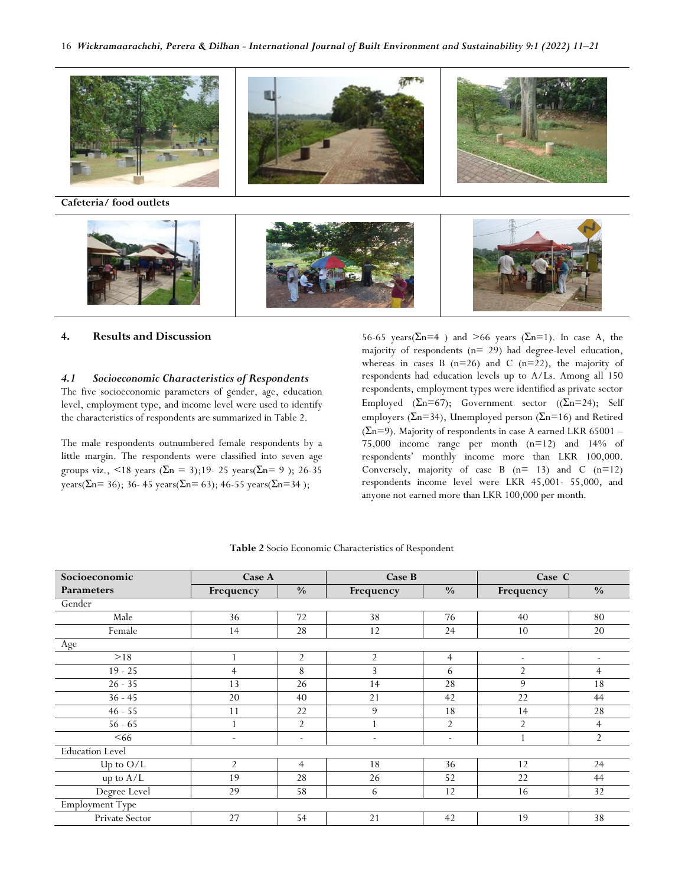**Cafeteria/ food outlets**

## 4. Results and Discussion

### 4.1 Socioeconomic Characteristics of Respondents

The five socioeconomic parameters of gender, age, education level, employment type, and income level were used to identify the characteristics of respondents are summarized in Table 2.

The male respondents outnumbered female respondents by a little margin. The respondents were classified into seven age groups viz., <18 years ($\Sigma$n = 3);19- 25 years($\Sigma$n= 9 ); 26-35 years($\Sigma$n= 36); 36- 45 years($\Sigma$n= 63); 46-55 years($\Sigma$n=34 ); 56-65 years($\Sigma$n=4 ) and >66 years ($\Sigma$n=1). In case A, the majority of respondents (n= 29) had degree-level education, whereas in cases B (n=26) and C (n=22), the majority of respondents had education levels up to A/Ls. Among all 150 respondents, employment types were identified as private sector Employed ($\Sigma$n=67); Government sector (($\Sigma$n=24); Self employers ($\Sigma$n=34), Unemployed person ($\Sigma$n=16) and Retired ($\Sigma$n=9). Majority of respondents in case A earned LKR 65001 – 75,000 income range per month (n=12) and 14% of respondents' monthly income more than LKR 100,000. Conversely, majority of case B (n= 13) and C (n=12) respondents income level were LKR 45,001- 55,000, and anyone not earned more than LKR 100,000 per month.

**Table 2** Socio Economic Characteristics of Respondent

| Socioeconomic Parameters | Case A | | Case B | | Case C | |
|---|---|---|---|---|---|---|
| | Frequency | % | Frequency | % | Frequency | % |
| Gender | | | | | | |
| Male | 36 | 72 | 38 | 76 | 40 | 80 |
| Female | 14 | 28 | 12 | 24 | 10 | 20 |
| Age | | | | | | |
| >18 | 1 | 2 | 2 | 4 | - | - |
| 19 - 25 | 4 | 8 | 3 | 6 | 2 | 4 |
| 26 - 35 | 13 | 26 | 14 | 28 | 9 | 18 |
| 36 - 45 | 20 | 40 | 21 | 42 | 22 | 44 |
| 46 - 55 | 11 | 22 | 9 | 18 | 14 | 28 |
| 56 - 65 | 1 | 2 | 1 | 2 | 2 | 4 |
| <66 | - | - | - | - | 1 | 2 |
| Education Level | | | | | | |
| Up to O/L | 2 | 4 | 18 | 36 | 12 | 24 |
| up to A/L | 19 | 28 | 26 | 52 | 22 | 44 |
| Degree Level | 29 | 58 | 6 | 12 | 16 | 32 |
| Employment Type | | | | | | |
| Private Sector | 27 | 54 | 21 | 42 | 19 | 38 |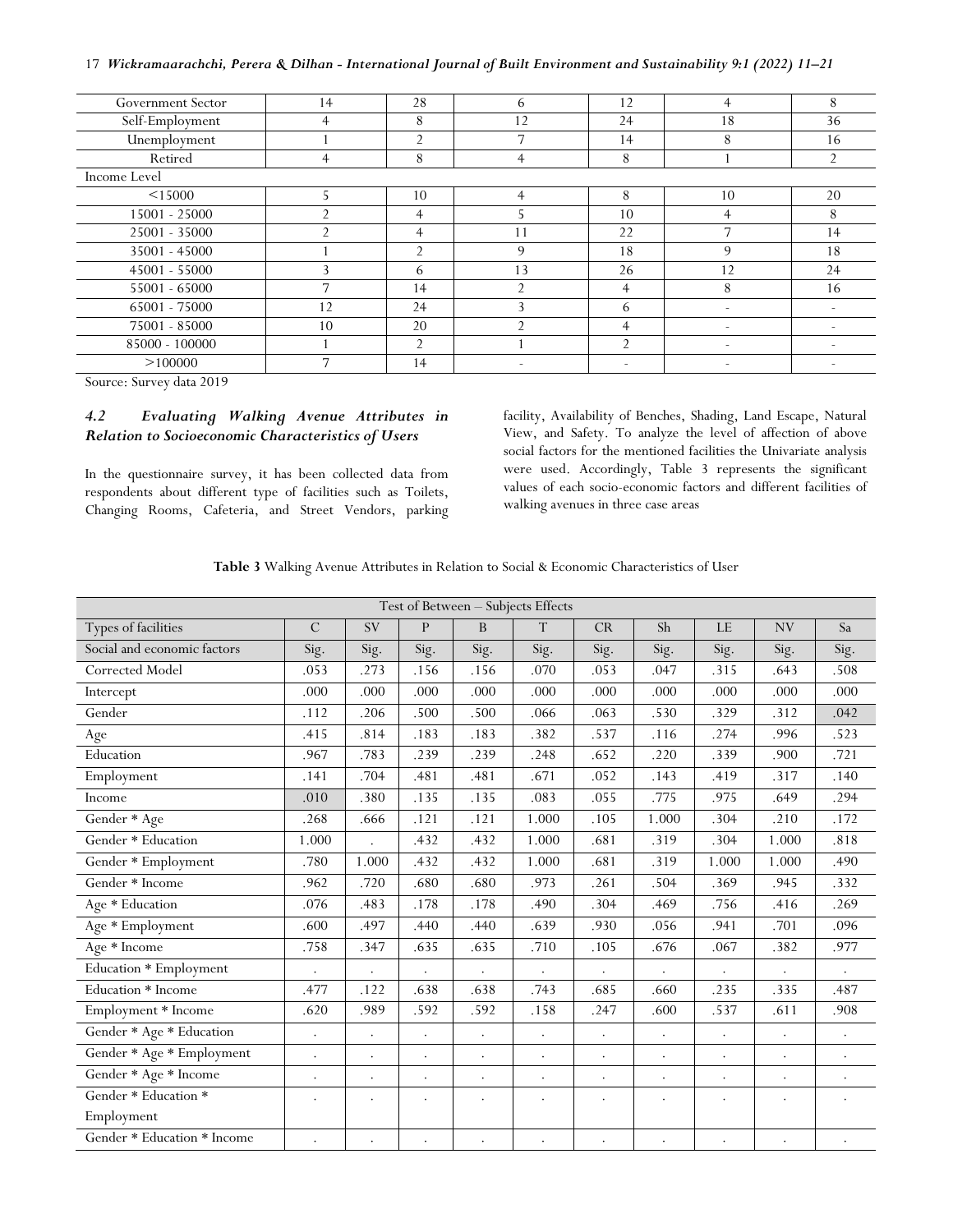| Government Sector | 14 | 28 | 6 | 12 | 4 | 8 |
|---|---|---|---|---|---|---|
| Self-Employment | 4 | 8 | 12 | 24 | 18 | 36 |
| Unemployment | 1 | 2 | 7 | 14 | 8 | 16 |
| Retired | 4 | 8 | 4 | 8 | 1 | 2 |
| Income Level | | | | | | |
| <15000 | 5 | 10 | 4 | 8 | 10 | 20 |
| 15001 - 25000 | 2 | 4 | 5 | 10 | 4 | 8 |
| 25001 - 35000 | 2 | 4 | 11 | 22 | 7 | 14 |
| 35001 - 45000 | 1 | 2 | 9 | 18 | 9 | 18 |
| 45001 - 55000 | 3 | 6 | 13 | 26 | 12 | 24 |
| 55001 - 65000 | 7 | 14 | 2 | 4 | 8 | 16 |
| 65001 - 75000 | 12 | 24 | 3 | 6 | - | - |
| 75001 - 85000 | 10 | 20 | 2 | 4 | - | - |
| 85000 - 100000 | 1 | 2 | 1 | 2 | - | - |
| >100000 | 7 | 14 | - | - | - | - |

Source: Survey data 2019

### *4.2 Evaluating Walking Avenue Attributes in Relation to Socioeconomic Characteristics of Users*

In the questionnaire survey, it has been collected data from respondents about different type of facilities such as Toilets, Changing Rooms, Cafeteria, and Street Vendors, parking facility, Availability of Benches, Shading, Land Escape, Natural View, and Safety. To analyze the level of affection of above social factors for the mentioned facilities the Univariate analysis were used. Accordingly, Table 3 represents the significant values of each socio-economic factors and different facilities of walking avenues in three case areas

**Table 3** Walking Avenue Attributes in Relation to Social & Economic Characteristics of User

| Test of Between – Subjects Effects | | | | | | | | | | |
|---|---|---|---|---|---|---|---|---|---|---|
| Types of facilities | C | SV | P | B | T | CR | Sh | LE | NV | Sa |
| Social and economic factors | Sig. | Sig. | Sig. | Sig. | Sig. | Sig. | Sig. | Sig. | Sig. | Sig. |
| Corrected Model | .053 | .273 | .156 | .156 | .070 | .053 | .047 | .315 | .643 | .508 |
| Intercept | .000 | .000 | .000 | .000 | .000 | .000 | .000 | .000 | .000 | .000 |
| Gender | .112 | .206 | .500 | .500 | .066 | .063 | .530 | .329 | .312 | .042 |
| Age | .415 | .814 | .183 | .183 | .382 | .537 | .116 | .274 | .996 | .523 |
| Education | .967 | .783 | .239 | .239 | .248 | .652 | .220 | .339 | .900 | .721 |
| Employment | .141 | .704 | .481 | .481 | .671 | .052 | .143 | .419 | .317 | .140 |
| Income | .010 | .380 | .135 | .135 | .083 | .055 | .775 | .975 | .649 | .294 |
| Gender * Age | .268 | .666 | .121 | .121 | 1.000 | .105 | 1.000 | .304 | .210 | .172 |
| Gender * Education | 1.000 | . | .432 | .432 | 1.000 | .681 | .319 | .304 | 1.000 | .818 |
| Gender * Employment | .780 | 1.000 | .432 | .432 | 1.000 | .681 | .319 | 1.000 | 1.000 | .490 |
| Gender * Income | .962 | .720 | .680 | .680 | .973 | .261 | .504 | .369 | .945 | .332 |
| Age * Education | .076 | .483 | .178 | .178 | .490 | .304 | .469 | .756 | .416 | .269 |
| Age * Employment | .600 | .497 | .440 | .440 | .639 | .930 | .056 | .941 | .701 | .096 |
| Age * Income | .758 | .347 | .635 | .635 | .710 | .105 | .676 | .067 | .382 | .977 |
| Education * Employment | . | . | . | . | . | . | . | . | . | . |
| Education * Income | .477 | .122 | .638 | .638 | .743 | .685 | .660 | .235 | .335 | .487 |
| Employment * Income | .620 | .989 | .592 | .592 | .158 | .247 | .600 | .537 | .611 | .908 |
| Gender * Age * Education | . | . | . | . | . | . | . | . | . | . |
| Gender * Age * Employment | . | . | . | . | . | . | . | . | . | . |
| Gender * Age * Income | . | . | . | . | . | . | . | . | . | . |
| Gender * Education * Employment | . | . | . | . | . | . | . | . | . | . |
| Gender * Education * Income | . | . | . | . | . | . | . | . | . | . |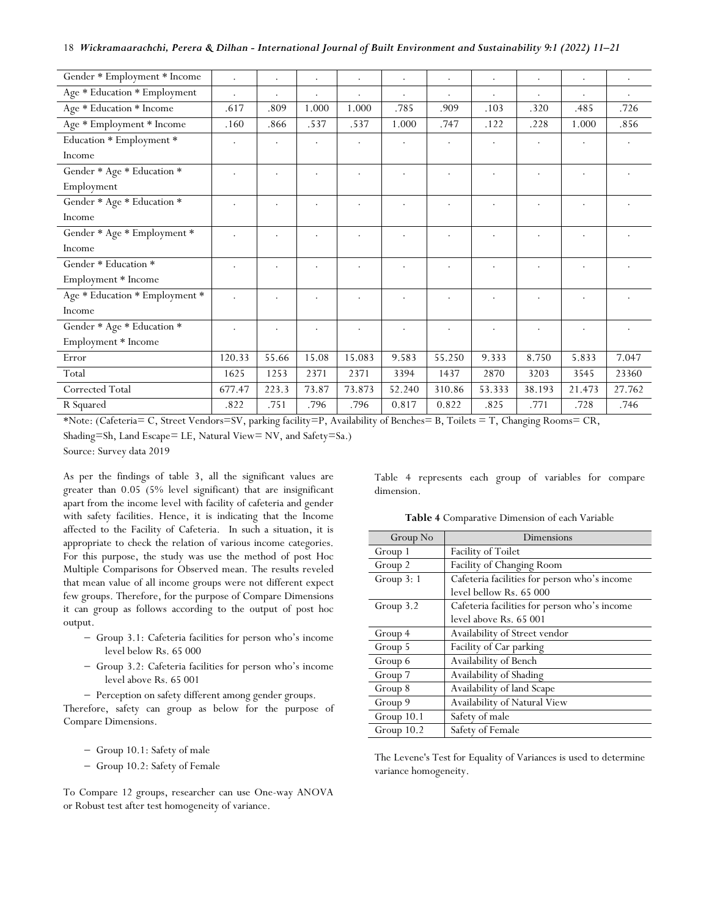| Gender * Employment * Income | . | . | . | . | . | . | . | . | . | . |
|---|---|---|---|---|---|---|---|---|---|---|
| Age * Education * Employment | . | . | . | . | . | . | . | . | . | . |
| Age * Education * Income | .617 | .809 | 1.000 | 1.000 | .785 | .909 | .103 | .320 | .485 | .726 |
| Age * Employment * Income | .160 | .866 | .537 | .537 | 1.000 | .747 | .122 | .228 | 1.000 | .856 |
| Education * Employment * Income | . | . | . | . | . | . | . | . | . | . |
| Gender * Age * Education * Employment | . | . | . | . | . | . | . | . | . | . |
| Gender * Age * Education * Income | . | . | . | . | . | . | . | . | . | . |
| Gender * Age * Employment * Income | . | . | . | . | . | . | . | . | . | . |
| Gender * Education * Employment * Income | . | . | . | . | . | . | . | . | . | . |
| Age * Education * Employment * Income | . | . | . | . | . | . | . | . | . | . |
| Gender * Age * Education * Employment * Income | . | . | . | . | . | . | . | . | . | . |
| Error | 120.33 | 55.66 | 15.08 | 15.083 | 9.583 | 55.250 | 9.333 | 8.750 | 5.833 | 7.047 |
| Total | 1625 | 1253 | 2371 | 2371 | 3394 | 1437 | 2870 | 3203 | 3545 | 23360 |
| Corrected Total | 677.47 | 223.3 | 73.87 | 73.873 | 52.240 | 310.86 | 53.333 | 38.193 | 21.473 | 27.762 |
| R Squared | .822 | .751 | .796 | .796 | 0.817 | 0.822 | .825 | .771 | .728 | .746 |

*Note: (Cafeteria= C, Street Vendors=SV, parking facility=P, Availability of Benches= B, Toilets = T, Changing Rooms= CR, Shading=Sh, Land Escape= LE, Natural View= NV, and Safety=Sa.)

Source: Survey data 2019

As per the findings of table 3, all the significant values are greater than 0.05 (5% level significant) that are insignificant apart from the income level with facility of cafeteria and gender with safety facilities. Hence, it is indicating that the Income affected to the Facility of Cafeteria. In such a situation, it is appropriate to check the relation of various income categories. For this purpose, the study was use the method of post Hoc Multiple Comparisons for Observed mean. The results reveled that mean value of all income groups were not different expect few groups. Therefore, for the purpose of Compare Dimensions it can group as follows according to the output of post hoc output.

- Group 3.1: Cafeteria facilities for person who's income level below Rs. 65 000
- Group 3.2: Cafeteria facilities for person who's income level above Rs. 65 001
- Perception on safety different among gender groups.

Therefore, safety can group as below for the purpose of Compare Dimensions.

- Group 10.1: Safety of male
- Group 10.2: Safety of Female

To Compare 12 groups, researcher can use One-way ANOVA or Robust test after test homogeneity of variance.

Table 4 represents each group of variables for compare dimension.

**Table 4** Comparative Dimension of each Variable

| Group No | Dimensions |
|---|---|
| Group 1 | Facility of Toilet |
| Group 2 | Facility of Changing Room |
| Group 3: 1 | Cafeteria facilities for person who's income level bellow Rs. 65 000 |
| Group 3.2 | Cafeteria facilities for person who's income level above Rs. 65 001 |
| Group 4 | Availability of Street vendor |
| Group 5 | Facility of Car parking |
| Group 6 | Availability of Bench |
| Group 7 | Availability of Shading |
| Group 8 | Availability of land Scape |
| Group 9 | Availability of Natural View |
| Group 10.1 | Safety of male |
| Group 10.2 | Safety of Female |

The Levene's Test for Equality of Variances is used to determine variance homogeneity.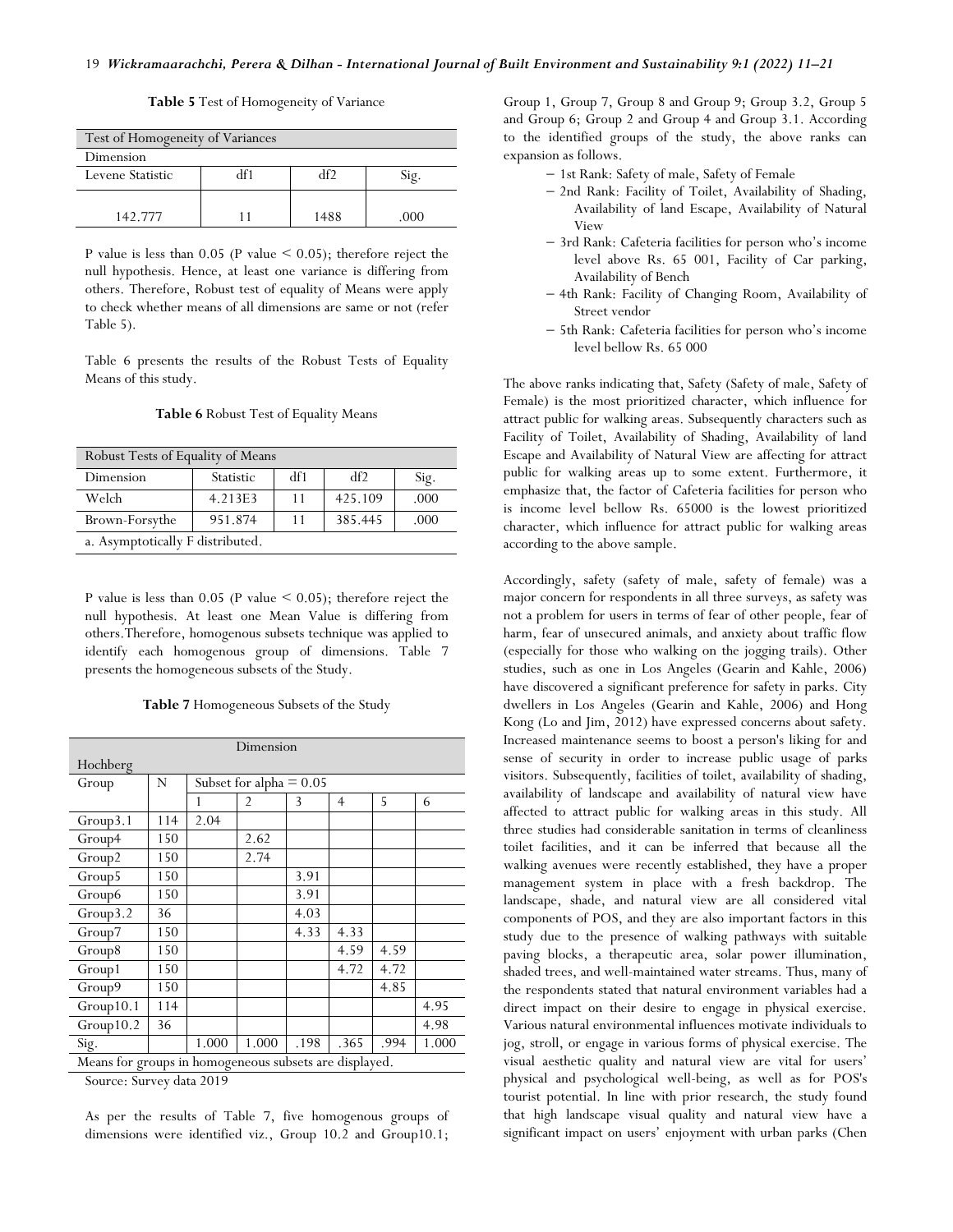**Table 5** Test of Homogeneity of Variance

| Test of Homogeneity of Variances | | | |
|---|---|---|---|
| Dimension | | | |
| Levene Statistic | df1 | df2 | Sig. |
| 142.777 | 11 | 1488 | .000 |

P value is less than 0.05 (P value < 0.05); therefore reject the null hypothesis. Hence, at least one variance is differing from others. Therefore, Robust test of equality of Means were apply to check whether means of all dimensions are same or not (refer Table 5).

Table 6 presents the results of the Robust Tests of Equality Means of this study.

**Table 6** Robust Test of Equality Means

| Robust Tests of Equality of Means | | | | |
|---|---|---|---|---|
| Dimension | Statistic | df1 | df2 | Sig. |
| Welch | 4.213E3 | 11 | 425.109 | .000 |
| Brown-Forsythe | 951.874 | 11 | 385.445 | .000 |
| a. Asymptotically F distributed. | | | | |

P value is less than 0.05 (P value < 0.05); therefore reject the null hypothesis. At least one Mean Value is differing from others.Therefore, homogenous subsets technique was applied to identify each homogenous group of dimensions. Table 7 presents the homogeneous subsets of the Study.

**Table 7** Homogeneous Subsets of the Study

| Dimension | | | | | | | |
|---|---|---|---|---|---|---|---|
| Hochberg | | | | | | | |
| Group | N | Subset for alpha = 0.05 | | | | | |
| | | 1 | 2 | 3 | 4 | 5 | 6 |
| Group3.1 | 114 | 2.04 | | | | | |
| Group4 | 150 | | 2.62 | | | | |
| Group2 | 150 | | 2.74 | | | | |
| Group5 | 150 | | | 3.91 | | | |
| Group6 | 150 | | | 3.91 | | | |
| Group3.2 | 36 | | | 4.03 | | | |
| Group7 | 150 | | | 4.33 | 4.33 | | |
| Group8 | 150 | | | | 4.59 | 4.59 | |
| Group1 | 150 | | | | 4.72 | 4.72 | |
| Group9 | 150 | | | | | 4.85 | |
| Group10.1 | 114 | | | | | | 4.95 |
| Group10.2 | 36 | | | | | | 4.98 |
| Sig. | | 1.000 | 1.000 | .198 | .365 | .994 | 1.000 |
| Means for groups in homogeneous subsets are displayed. | | | | | | | |

Source: Survey data 2019

As per the results of Table 7, five homogenous groups of dimensions were identified viz., Group 10.2 and Group10.1; Group 1, Group 7, Group 8 and Group 9; Group 3.2, Group 5 and Group 6; Group 2 and Group 4 and Group 3.1. According to the identified groups of the study, the above ranks can expansion as follows.

- 1st Rank: Safety of male, Safety of Female
- 2nd Rank: Facility of Toilet, Availability of Shading, Availability of land Escape, Availability of Natural View
- 3rd Rank: Cafeteria facilities for person who's income level above Rs. 65 001, Facility of Car parking, Availability of Bench
- 4th Rank: Facility of Changing Room, Availability of Street vendor
- 5th Rank: Cafeteria facilities for person who's income level bellow Rs. 65 000

The above ranks indicating that, Safety (Safety of male, Safety of Female) is the most prioritized character, which influence for attract public for walking areas. Subsequently characters such as Facility of Toilet, Availability of Shading, Availability of land Escape and Availability of Natural View are affecting for attract public for walking areas up to some extent. Furthermore, it emphasize that, the factor of Cafeteria facilities for person who is income level bellow Rs. 65000 is the lowest prioritized character, which influence for attract public for walking areas according to the above sample.

Accordingly, safety (safety of male, safety of female) was a major concern for respondents in all three surveys, as safety was not a problem for users in terms of fear of other people, fear of harm, fear of unsecured animals, and anxiety about traffic flow (especially for those who walking on the jogging trails). Other studies, such as one in Los Angeles (Gearin and Kahle, 2006) have discovered a significant preference for safety in parks. City dwellers in Los Angeles (Gearin and Kahle, 2006) and Hong Kong (Lo and Jim, 2012) have expressed concerns about safety. Increased maintenance seems to boost a person's liking for and sense of security in order to increase public usage of parks visitors. Subsequently, facilities of toilet, availability of shading, availability of landscape and availability of natural view have affected to attract public for walking areas in this study. All three studies had considerable sanitation in terms of cleanliness toilet facilities, and it can be inferred that because all the walking avenues were recently established, they have a proper management system in place with a fresh backdrop. The landscape, shade, and natural view are all considered vital components of POS, and they are also important factors in this study due to the presence of walking pathways with suitable paving blocks, a therapeutic area, solar power illumination, shaded trees, and well-maintained water streams. Thus, many of the respondents stated that natural environment variables had a direct impact on their desire to engage in physical exercise. Various natural environmental influences motivate individuals to jog, stroll, or engage in various forms of physical exercise. The visual aesthetic quality and natural view are vital for users' physical and psychological well-being, as well as for POS's tourist potential. In line with prior research, the study found that high landscape visual quality and natural view have a significant impact on users' enjoyment with urban parks (Chen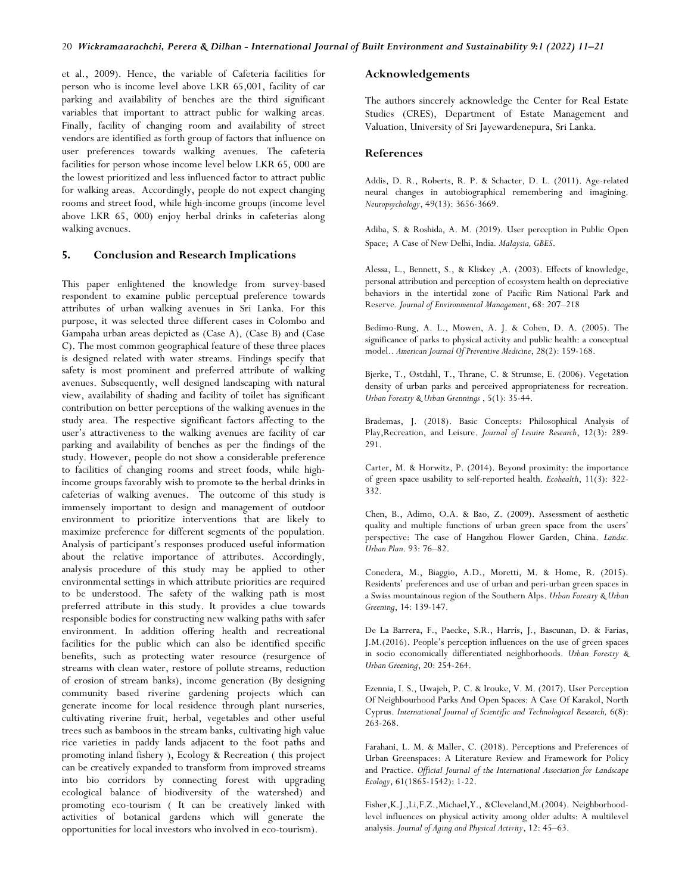et al., 2009). Hence, the variable of Cafeteria facilities for person who is income level above LKR 65,001, facility of car parking and availability of benches are the third significant variables that important to attract public for walking areas. Finally, facility of changing room and availability of street vendors are identified as forth group of factors that influence on user preferences towards walking avenues. The cafeteria facilities for person whose income level below LKR 65, 000 are the lowest prioritized and less influenced factor to attract public for walking areas. Accordingly, people do not expect changing rooms and street food, while high-income groups (income level above LKR 65, 000) enjoy herbal drinks in cafeterias along walking avenues.

## 5. Conclusion and Research Implications

This paper enlightened the knowledge from survey-based respondent to examine public perceptual preference towards attributes of urban walking avenues in Sri Lanka. For this purpose, it was selected three different cases in Colombo and Gampaha urban areas depicted as (Case A), (Case B) and (Case C). The most common geographical feature of these three places is designed related with water streams. Findings specify that safety is most prominent and preferred attribute of walking avenues. Subsequently, well designed landscaping with natural view, availability of shading and facility of toilet has significant contribution on better perceptions of the walking avenues in the study area. The respective significant factors affecting to the user's attractiveness to the walking avenues are facility of car parking and availability of benches as per the findings of the study. However, people do not show a considerable preference to facilities of changing rooms and street foods, while high-income groups favorably wish to promote ~~to~~ the herbal drinks in cafeterias of walking avenues. The outcome of this study is immensely important to design and management of outdoor environment to prioritize interventions that are likely to maximize preference for different segments of the population. Analysis of participant's responses produced useful information about the relative importance of attributes. Accordingly, analysis procedure of this study may be applied to other environmental settings in which attribute priorities are required to be understood. The safety of the walking path is most preferred attribute in this study. It provides a clue towards responsible bodies for constructing new walking paths with safer environment. In addition offering health and recreational facilities for the public which can also be identified specific benefits, such as protecting water resource (resurgence of streams with clean water, restore of pollute streams, reduction of erosion of stream banks), income generation (By designing community based riverine gardening projects which can generate income for local residence through plant nurseries, cultivating riverine fruit, herbal, vegetables and other useful trees such as bamboos in the stream banks, cultivating high value rice varieties in paddy lands adjacent to the foot paths and promoting inland fishery ), Ecology & Recreation ( this project can be creatively expanded to transform from improved streams into bio corridors by connecting forest with upgrading ecological balance of biodiversity of the watershed) and promoting eco-tourism ( It can be creatively linked with activities of botanical gardens which will generate the opportunities for local investors who involved in eco-tourism).

## Acknowledgements

The authors sincerely acknowledge the Center for Real Estate Studies (CRES), Department of Estate Management and Valuation, University of Sri Jayewardenepura, Sri Lanka.

## References

Addis, D. R., Roberts, R. P. & Schacter, D. L. (2011). Age-related neural changes in autobiographical remembering and imagining. *Neuropsychology*, 49(13): 3656-3669.

Adiba, S. & Roshida, A. M. (2019). User perception in Public Open Space; A Case of New Delhi, India. *Malaysia, GBES*.

Alessa, L., Bennett, S., & Kliskey ,A. (2003). Effects of knowledge, personal attribution and perception of ecosystem health on depreciative behaviors in the intertidal zone of Pacific Rim National Park and Reserve. *Journal of Environmental Management*, 68: 207–218

Bedimo-Rung, A. L., Mowen, A. J. & Cohen, D. A. (2005). The significance of parks to physical activity and public health: a conceptual model.. *American Journal Of Preventive Medicine*, 28(2): 159-168.

Bjerke, T., Østdahl, T., Thrane, C. & Strumse, E. (2006). Vegetation density of urban parks and perceived appropriateness for recreation. *Urban Forestry & Urban Grennings* , 5(1): 35-44.

Brademas, J. (2018). Basic Concepts: Philosophical Analysis of Play,Recreation, and Leisure. *Journal of Lesuire Research*, 12(3): 289-291.

Carter, M. & Horwitz, P. (2014). Beyond proximity: the importance of green space usability to self-reported health. *Ecohealth*, 11(3): 322-332.

Chen, B., Adimo, O.A. & Bao, Z. (2009). Assessment of aesthetic quality and multiple functions of urban green space from the users' perspective: The case of Hangzhou Flower Garden, China. *Landsc. Urban Plan*. 93: 76–82.

Conedera, M., Biaggio, A.D., Moretti, M. & Home, R. (2015). Residents' preferences and use of urban and peri-urban green spaces in a Swiss mountainous region of the Southern Alps. *Urban Forestry & Urban Greening*, 14: 139-147.

De La Barrera, F., Paecke, S.R., Harris, J., Bascunan, D. & Farias, J.M.(2016). People's perception influences on the use of green spaces in socio economically differentiated neighborhoods. *Urban Forestry & Urban Greening*, 20: 254-264.

Ezennia, I. S., Uwajeh, P. C. & Irouke, V. M. (2017). User Perception Of Neighbourhood Parks And Open Spaces: A Case Of Karakol, North Cyprus. *International Journal of Scientific and Technological Research,* 6(8): 263-268.

Farahani, L. M. & Maller, C. (2018). Perceptions and Preferences of Urban Greenspaces: A Literature Review and Framework for Policy and Practice. *Official Journal of the International Association for Landscape Ecology*, 61(1865-1542): 1-22.

Fisher,K.J.,Li,F.Z.,Michael,Y., &Cleveland,M.(2004). Neighborhood-level influences on physical activity among older adults: A multilevel analysis. *Journal of Aging and Physical Activity*, 12: 45–63.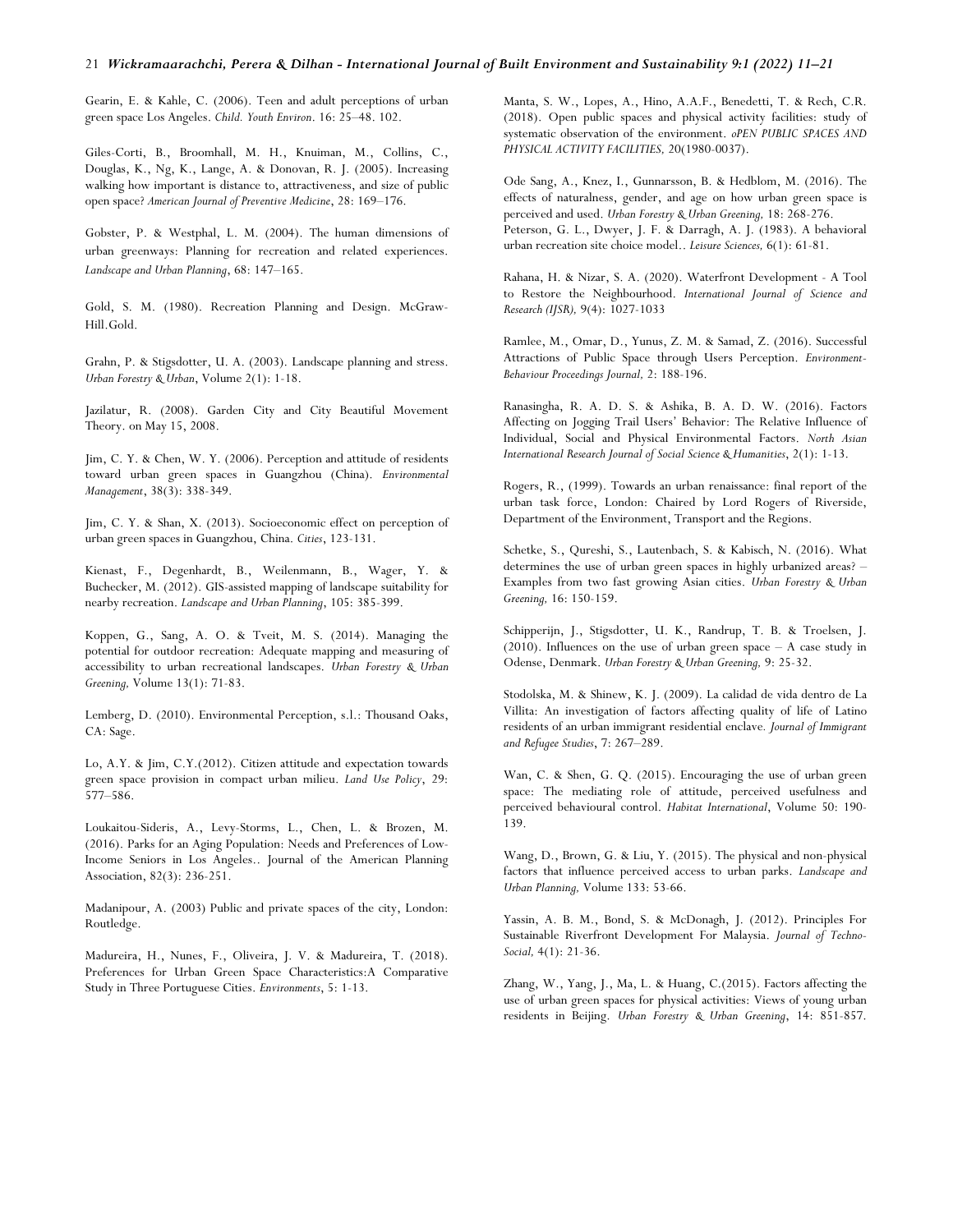Gearin, E. & Kahle, C. (2006). Teen and adult perceptions of urban green space Los Angeles. *Child. Youth Environ*. 16: 25–48. 102.

Giles-Corti, B., Broomhall, M. H., Knuiman, M., Collins, C., Douglas, K., Ng, K., Lange, A. & Donovan, R. J. (2005). Increasing walking how important is distance to, attractiveness, and size of public open space? *American Journal of Preventive Medicine*, 28: 169–176.

Gobster, P. & Westphal, L. M. (2004). The human dimensions of urban greenways: Planning for recreation and related experiences. *Landscape and Urban Planning*, 68: 147–165.

Gold, S. M. (1980). Recreation Planning and Design. McGraw-Hill.Gold.

Grahn, P. & Stigsdotter, U. A. (2003). Landscape planning and stress. *Urban Forestry & Urban*, Volume 2(1): 1-18.

Jazilatur, R. (2008). Garden City and City Beautiful Movement Theory. on May 15, 2008.

Jim, C. Y. & Chen, W. Y. (2006). Perception and attitude of residents toward urban green spaces in Guangzhou (China). *Environmental Management*, 38(3): 338-349.

Jim, C. Y. & Shan, X. (2013). Socioeconomic effect on perception of urban green spaces in Guangzhou, China. *Cities*, 123-131.

Kienast, F., Degenhardt, B., Weilenmann, B., Wager, Y. & Buchecker, M. (2012). GIS-assisted mapping of landscape suitability for nearby recreation. *Landscape and Urban Planning*, 105: 385-399.

Koppen, G., Sang, A. O. & Tveit, M. S. (2014). Managing the potential for outdoor recreation: Adequate mapping and measuring of accessibility to urban recreational landscapes. *Urban Forestry & Urban Greening,* Volume 13(1): 71-83.

Lemberg, D. (2010). Environmental Perception, s.l.: Thousand Oaks, CA: Sage.

Lo, A.Y. & Jim, C.Y.(2012). Citizen attitude and expectation towards green space provision in compact urban milieu. *Land Use Policy*, 29: 577–586.

Loukaitou-Sideris, A., Levy-Storms, L., Chen, L. & Brozen, M. (2016). Parks for an Aging Population: Needs and Preferences of Low-Income Seniors in Los Angeles.. Journal of the American Planning Association, 82(3): 236-251.

Madanipour, A. (2003) Public and private spaces of the city, London: Routledge.

Madureira, H., Nunes, F., Oliveira, J. V. & Madureira, T. (2018). Preferences for Urban Green Space Characteristics:A Comparative Study in Three Portuguese Cities. *Environments*, 5: 1-13.

Manta, S. W., Lopes, A., Hino, A.A.F., Benedetti, T. & Rech, C.R. (2018). Open public spaces and physical activity facilities: study of systematic observation of the environment. *oPEN PUBLIC SPACES AND PHYSICAL ACTIVITY FACILITIES,* 20(1980-0037).

Ode Sang, A., Knez, I., Gunnarsson, B. & Hedblom, M. (2016). The effects of naturalness, gender, and age on how urban green space is perceived and used. *Urban Forestry & Urban Greening,* 18: 268-276.

Peterson, G. L., Dwyer, J. F. & Darragh, A. J. (1983). A behavioral urban recreation site choice model.. *Leisure Sciences,* 6(1): 61-81.

Rahana, H. & Nizar, S. A. (2020). Waterfront Development - A Tool to Restore the Neighbourhood. *International Journal of Science and Research (IJSR),* 9(4): 1027-1033

Ramlee, M., Omar, D., Yunus, Z. M. & Samad, Z. (2016). Successful Attractions of Public Space through Users Perception. *Environment-Behaviour Proceedings Journal,* 2: 188-196.

Ranasingha, R. A. D. S. & Ashika, B. A. D. W. (2016). Factors Affecting on Jogging Trail Users' Behavior: The Relative Influence of Individual, Social and Physical Environmental Factors. *North Asian International Research Journal of Social Science & Humanities*, 2(1): 1-13.

Rogers, R., (1999). Towards an urban renaissance: final report of the urban task force, London: Chaired by Lord Rogers of Riverside, Department of the Environment, Transport and the Regions.

Schetke, S., Qureshi, S., Lautenbach, S. & Kabisch, N. (2016). What determines the use of urban green spaces in highly urbanized areas? – Examples from two fast growing Asian cities. *Urban Forestry & Urban Greening,* 16: 150-159.

Schipperijn, J., Stigsdotter, U. K., Randrup, T. B. & Troelsen, J. (2010). Influences on the use of urban green space – A case study in Odense, Denmark. *Urban Forestry & Urban Greening,* 9: 25-32.

Stodolska, M. & Shinew, K. J. (2009). La calidad de vida dentro de La Villita: An investigation of factors affecting quality of life of Latino residents of an urban immigrant residential enclave*. Journal of Immigrant and Refugee Studies*, 7: 267–289.

Wan, C. & Shen, G. Q. (2015). Encouraging the use of urban green space: The mediating role of attitude, perceived usefulness and perceived behavioural control. *Habitat International*, Volume 50: 190-139.

Wang, D., Brown, G. & Liu, Y. (2015). The physical and non-physical factors that influence perceived access to urban parks. *Landscape and Urban Planning,* Volume 133: 53-66.

Yassin, A. B. M., Bond, S. & McDonagh, J. (2012). Principles For Sustainable Riverfront Development For Malaysia. *Journal of Techno-Social,* 4(1): 21-36.

Zhang, W., Yang, J., Ma, L. & Huang, C.(2015). Factors affecting the use of urban green spaces for physical activities: Views of young urban residents in Beijing. *Urban Forestry & Urban Greening*, 14: 851-857.